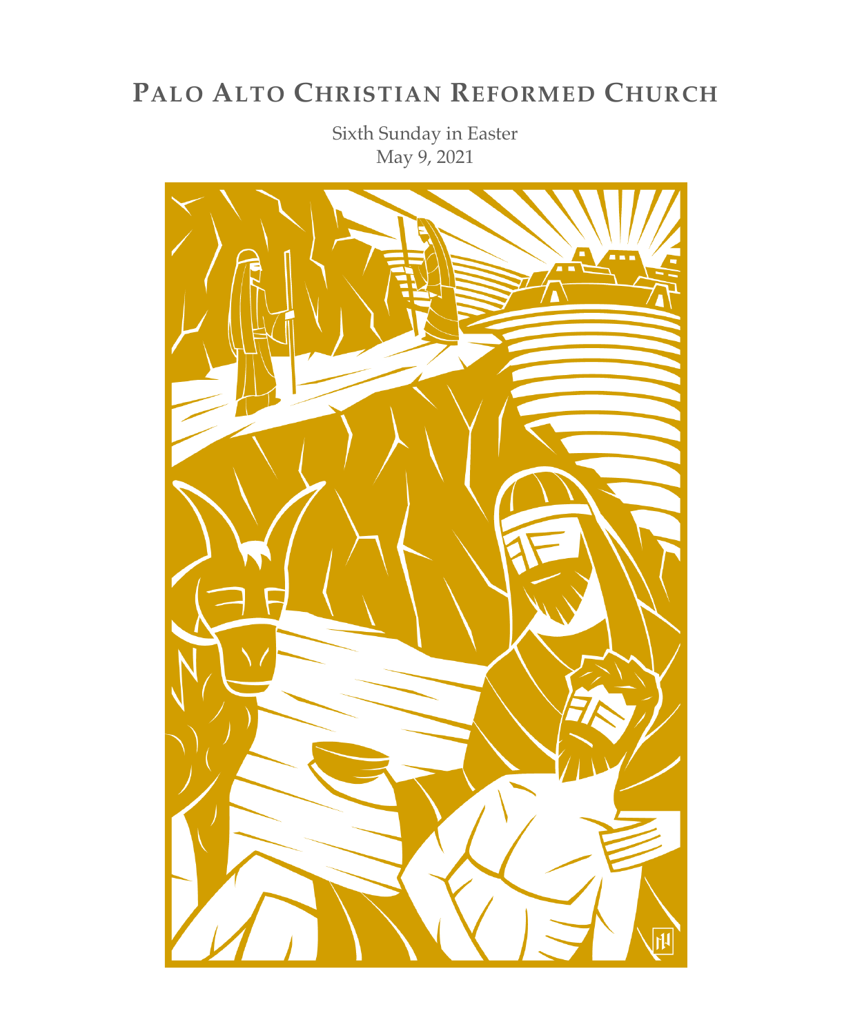# PALO ALTO CHRISTIAN REFORMED CHURCH

Sixth Sunday in Easter
May 9, 2021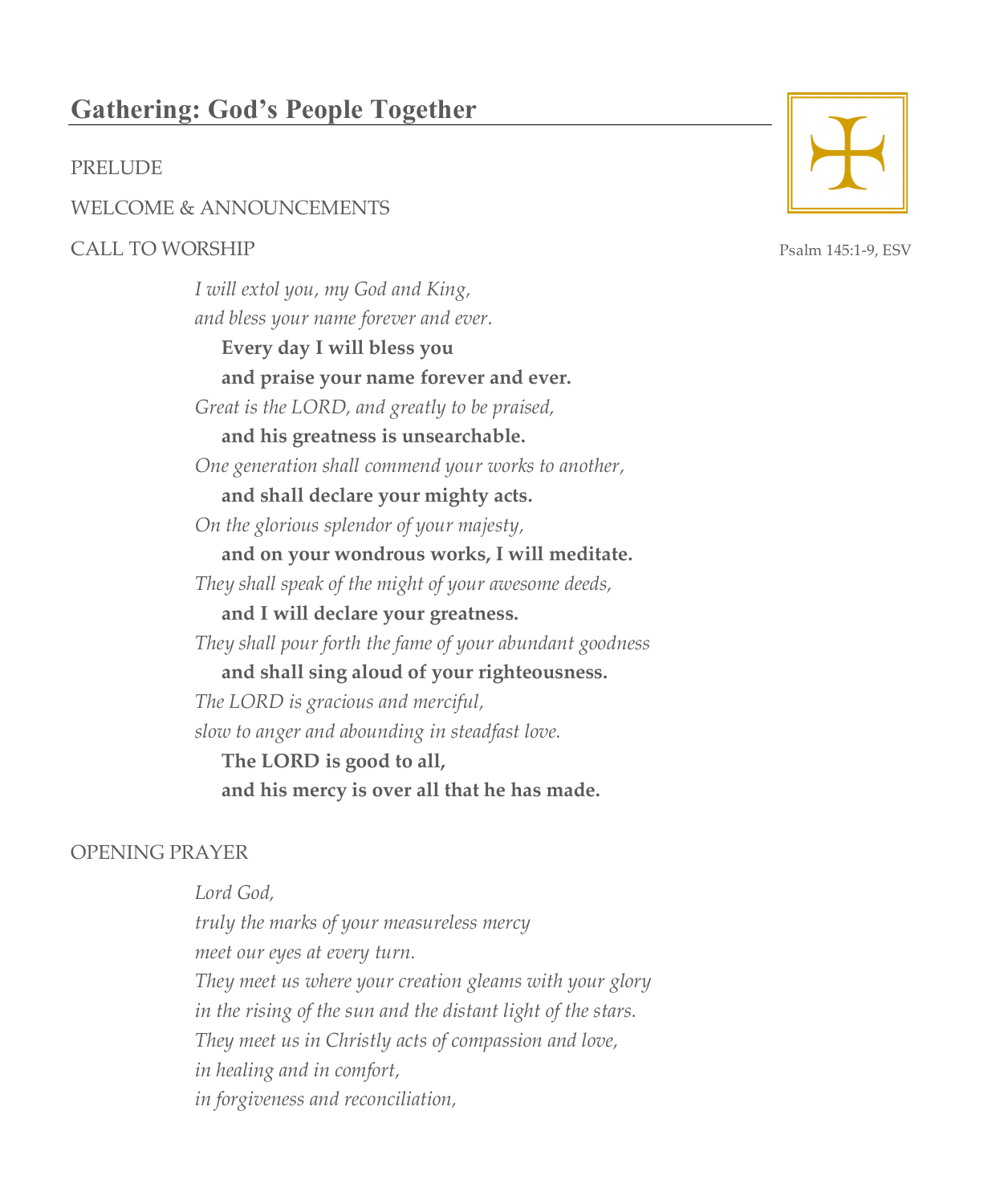## Gathering: God's People Together

PRELUDE

WELCOME & ANNOUNCEMENTS

CALL TO WORSHIP

Psalm 145:1-9, ESV

*I will extol you, my God and King,*
*and bless your name forever and ever.*
**Every day I will bless you**
**and praise your name forever and ever.**
*Great is the LORD, and greatly to be praised,*
**and his greatness is unsearchable.**
*One generation shall commend your works to another,*
**and shall declare your mighty acts.**
*On the glorious splendor of your majesty,*
**and on your wondrous works, I will meditate.**
*They shall speak of the might of your awesome deeds,*
**and I will declare your greatness.**
*They shall pour forth the fame of your abundant goodness*
**and shall sing aloud of your righteousness.**
*The LORD is gracious and merciful,*
*slow to anger and abounding in steadfast love.*
**The LORD is good to all,**
**and his mercy is over all that he has made.**

OPENING PRAYER

*Lord God,*
*truly the marks of your measureless mercy*
*meet our eyes at every turn.*
*They meet us where your creation gleams with your glory*
*in the rising of the sun and the distant light of the stars.*
*They meet us in Christly acts of compassion and love,*
*in healing and in comfort,*
*in forgiveness and reconciliation,*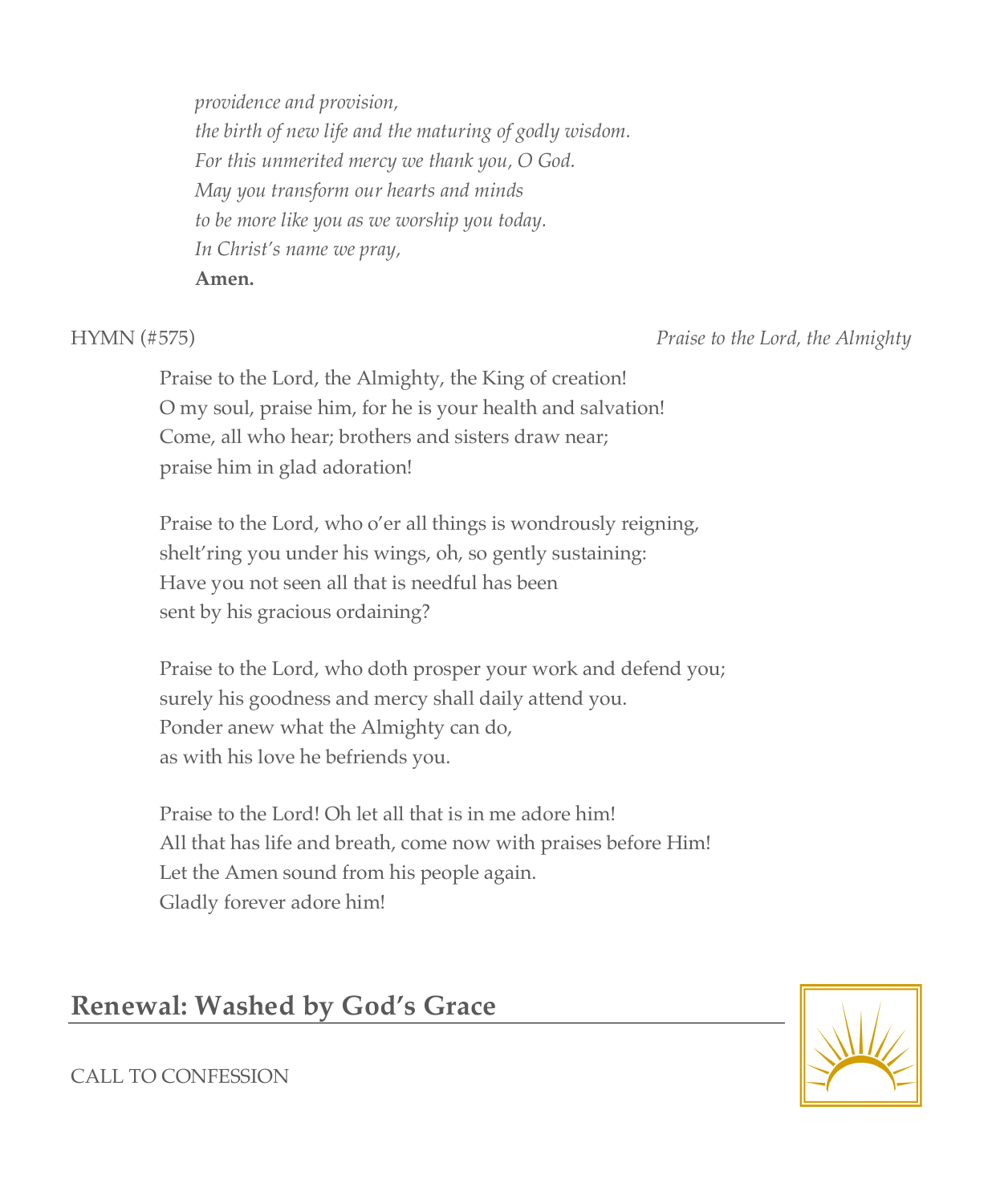*providence and provision,*
*the birth of new life and the maturing of godly wisdom.*
*For this unmerited mercy we thank you, O God.*
*May you transform our hearts and minds*
*to be more like you as we worship you today.*
*In Christ's name we pray,*
**Amen.**

HYMN (#575) *Praise to the Lord, the Almighty*

Praise to the Lord, the Almighty, the King of creation!
O my soul, praise him, for he is your health and salvation!
Come, all who hear; brothers and sisters draw near;
praise him in glad adoration!

Praise to the Lord, who o'er all things is wondrously reigning,
shelt'ring you under his wings, oh, so gently sustaining:
Have you not seen all that is needful has been
sent by his gracious ordaining?

Praise to the Lord, who doth prosper your work and defend you;
surely his goodness and mercy shall daily attend you.
Ponder anew what the Almighty can do,
as with his love he befriends you.

Praise to the Lord! Oh let all that is in me adore him!
All that has life and breath, come now with praises before Him!
Let the Amen sound from his people again.
Gladly forever adore him!

## Renewal: Washed by God's Grace

CALL TO CONFESSION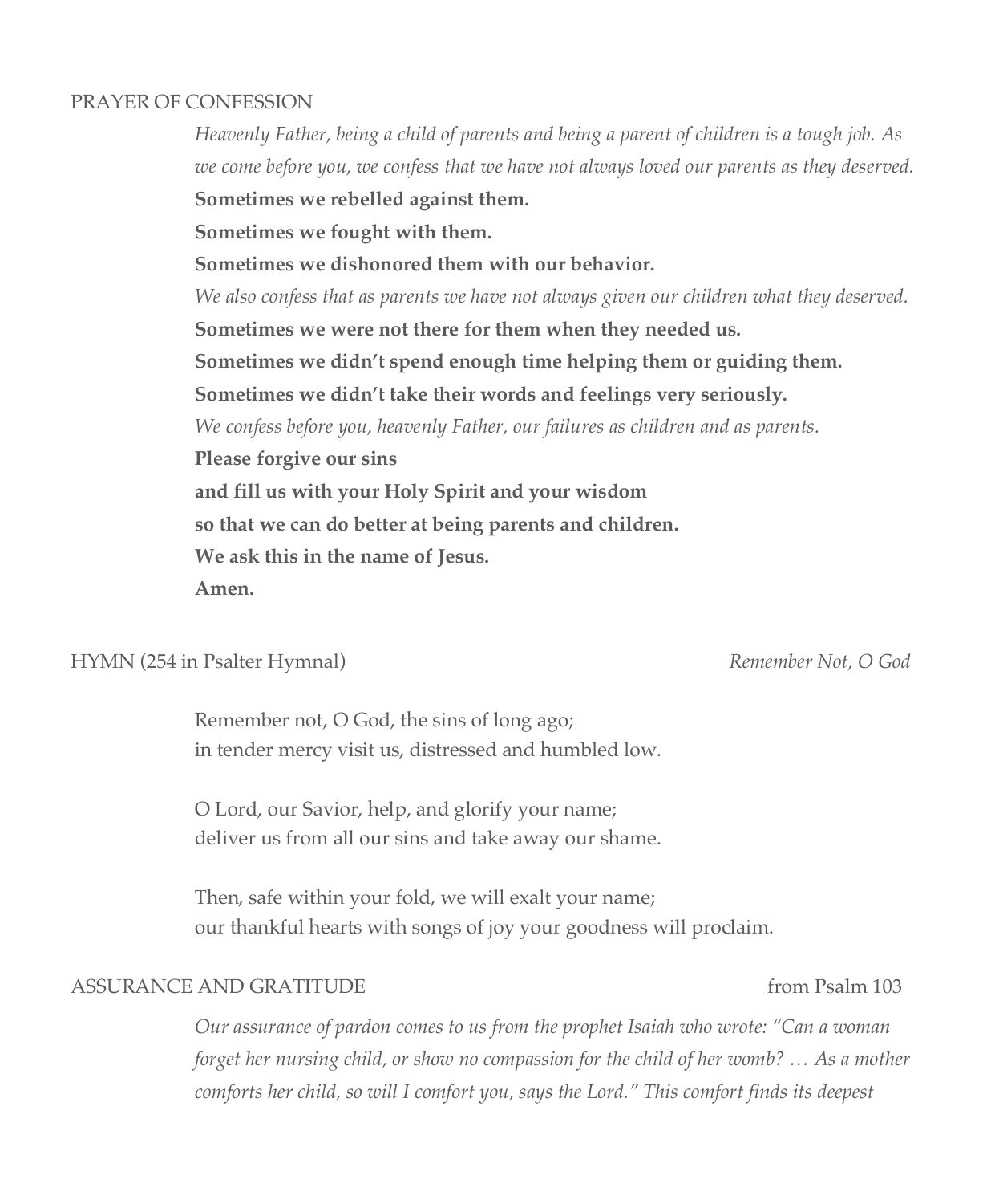PRAYER OF CONFESSION

*Heavenly Father, being a child of parents and being a parent of children is a tough job. As we come before you, we confess that we have not always loved our parents as they deserved.*

**Sometimes we rebelled against them.**

**Sometimes we fought with them.**

**Sometimes we dishonored them with our behavior.**

*We also confess that as parents we have not always given our children what they deserved.*

**Sometimes we were not there for them when they needed us.**

**Sometimes we didn't spend enough time helping them or guiding them.**

**Sometimes we didn't take their words and feelings very seriously.**

*We confess before you, heavenly Father, our failures as children and as parents.*

**Please forgive our sins**

**and fill us with your Holy Spirit and your wisdom**

**so that we can do better at being parents and children.**

**We ask this in the name of Jesus.**

**Amen.**

HYMN (254 in Psalter Hymnal) *Remember Not, O God*

Remember not, O God, the sins of long ago;
in tender mercy visit us, distressed and humbled low.

O Lord, our Savior, help, and glorify your name;
deliver us from all our sins and take away our shame.

Then, safe within your fold, we will exalt your name;
our thankful hearts with songs of joy your goodness will proclaim.

ASSURANCE AND GRATITUDE from Psalm 103

*Our assurance of pardon comes to us from the prophet Isaiah who wrote: "Can a woman forget her nursing child, or show no compassion for the child of her womb? … As a mother comforts her child, so will I comfort you, says the Lord." This comfort finds its deepest*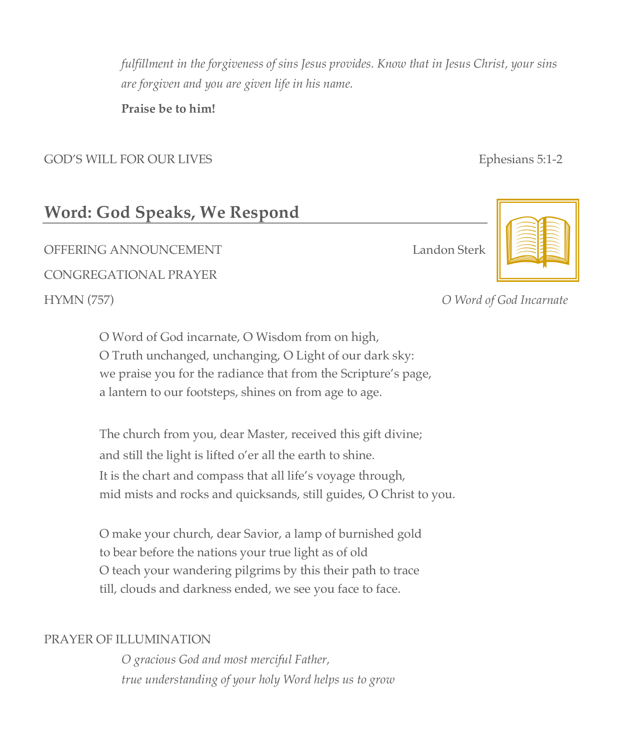*fulfillment in the forgiveness of sins Jesus provides. Know that in Jesus Christ, your sins are forgiven and you are given life in his name.*

**Praise be to him!**

GOD'S WILL FOR OUR LIVES Ephesians 5:1-2

## Word: God Speaks, We Respond

OFFERING ANNOUNCEMENT Landon Sterk

CONGREGATIONAL PRAYER

HYMN (757) *O Word of God Incarnate*

O Word of God incarnate, O Wisdom from on high,
O Truth unchanged, unchanging, O Light of our dark sky:
we praise you for the radiance that from the Scripture's page,
a lantern to our footsteps, shines on from age to age.

The church from you, dear Master, received this gift divine;
and still the light is lifted o'er all the earth to shine.
It is the chart and compass that all life's voyage through,
mid mists and rocks and quicksands, still guides, O Christ to you.

O make your church, dear Savior, a lamp of burnished gold
to bear before the nations your true light as of old
O teach your wandering pilgrims by this their path to trace
till, clouds and darkness ended, we see you face to face.

PRAYER OF ILLUMINATION

*O gracious God and most merciful Father,*
*true understanding of your holy Word helps us to grow*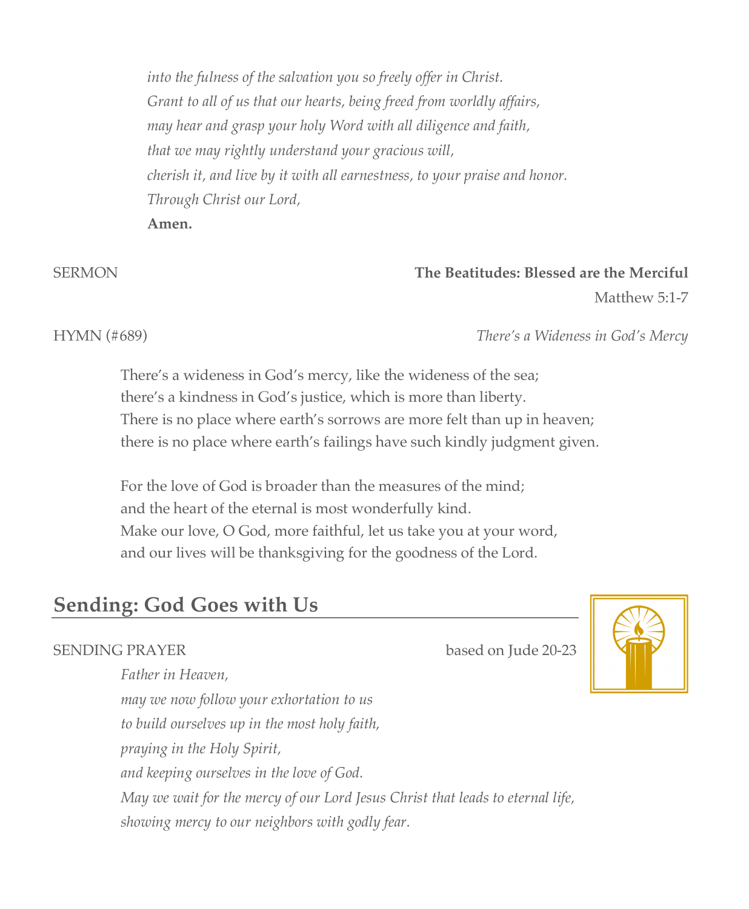*into the fulness of the salvation you so freely offer in Christ.*
*Grant to all of us that our hearts, being freed from worldly affairs,*
*may hear and grasp your holy Word with all diligence and faith,*
*that we may rightly understand your gracious will,*
*cherish it, and live by it with all earnestness, to your praise and honor.*
*Through Christ our Lord,*
**Amen.**

SERMON **The Beatitudes: Blessed are the Merciful**
Matthew 5:1-7

HYMN (#689) *There's a Wideness in God's Mercy*

There's a wideness in God's mercy, like the wideness of the sea;
there's a kindness in God's justice, which is more than liberty.
There is no place where earth's sorrows are more felt than up in heaven;
there is no place where earth's failings have such kindly judgment given.

For the love of God is broader than the measures of the mind;
and the heart of the eternal is most wonderfully kind.
Make our love, O God, more faithful, let us take you at your word,
and our lives will be thanksgiving for the goodness of the Lord.

## Sending: God Goes with Us

SENDING PRAYER based on Jude 20-23

*Father in Heaven,*
*may we now follow your exhortation to us*
*to build ourselves up in the most holy faith,*
*praying in the Holy Spirit,*
*and keeping ourselves in the love of God.*
*May we wait for the mercy of our Lord Jesus Christ that leads to eternal life,*
*showing mercy to our neighbors with godly fear.*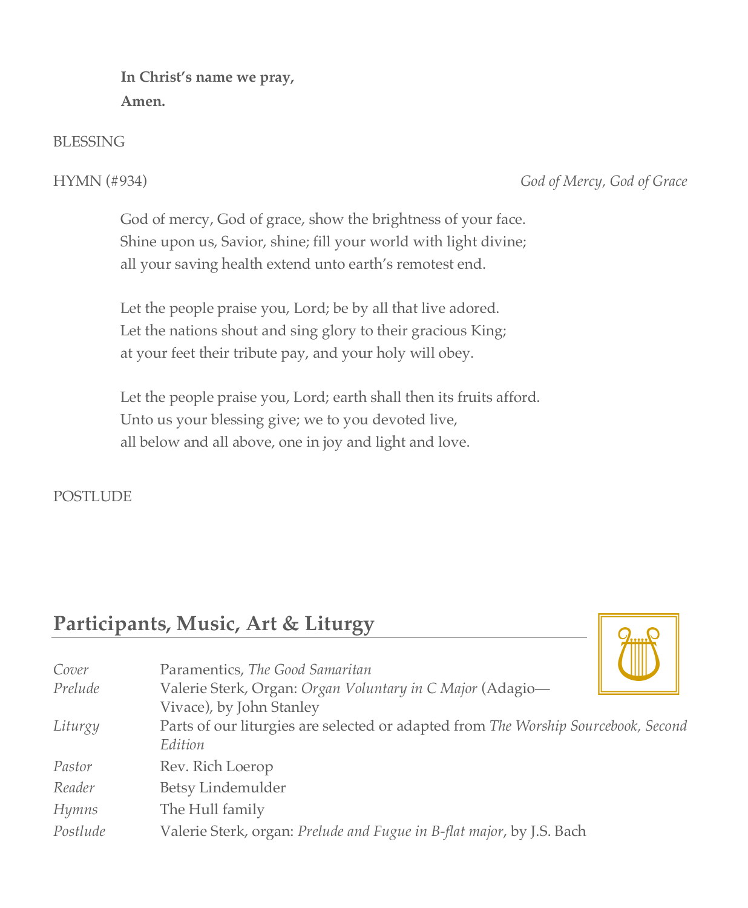**In Christ's name we pray,**
**Amen.**

BLESSING

HYMN (#934) *God of Mercy, God of Grace*

God of mercy, God of grace, show the brightness of your face.
Shine upon us, Savior, shine; fill your world with light divine;
all your saving health extend unto earth's remotest end.

Let the people praise you, Lord; be by all that live adored.
Let the nations shout and sing glory to their gracious King;
at your feet their tribute pay, and your holy will obey.

Let the people praise you, Lord; earth shall then its fruits afford.
Unto us your blessing give; we to you devoted live,
all below and all above, one in joy and light and love.

POSTLUDE

## Participants, Music, Art & Liturgy

| | |
|---|---|
| *Cover* | Paramentics, *The Good Samaritan* |
| *Prelude* | Valerie Sterk, Organ: *Organ Voluntary in C Major* (Adagio—Vivace), by John Stanley |
| *Liturgy* | Parts of our liturgies are selected or adapted from *The Worship Sourcebook, Second Edition* |
| *Pastor* | Rev. Rich Loerop |
| *Reader* | Betsy Lindemulder |
| *Hymns* | The Hull family |
| *Postlude* | Valerie Sterk, organ: *Prelude and Fugue in B-flat major*, by J.S. Bach |